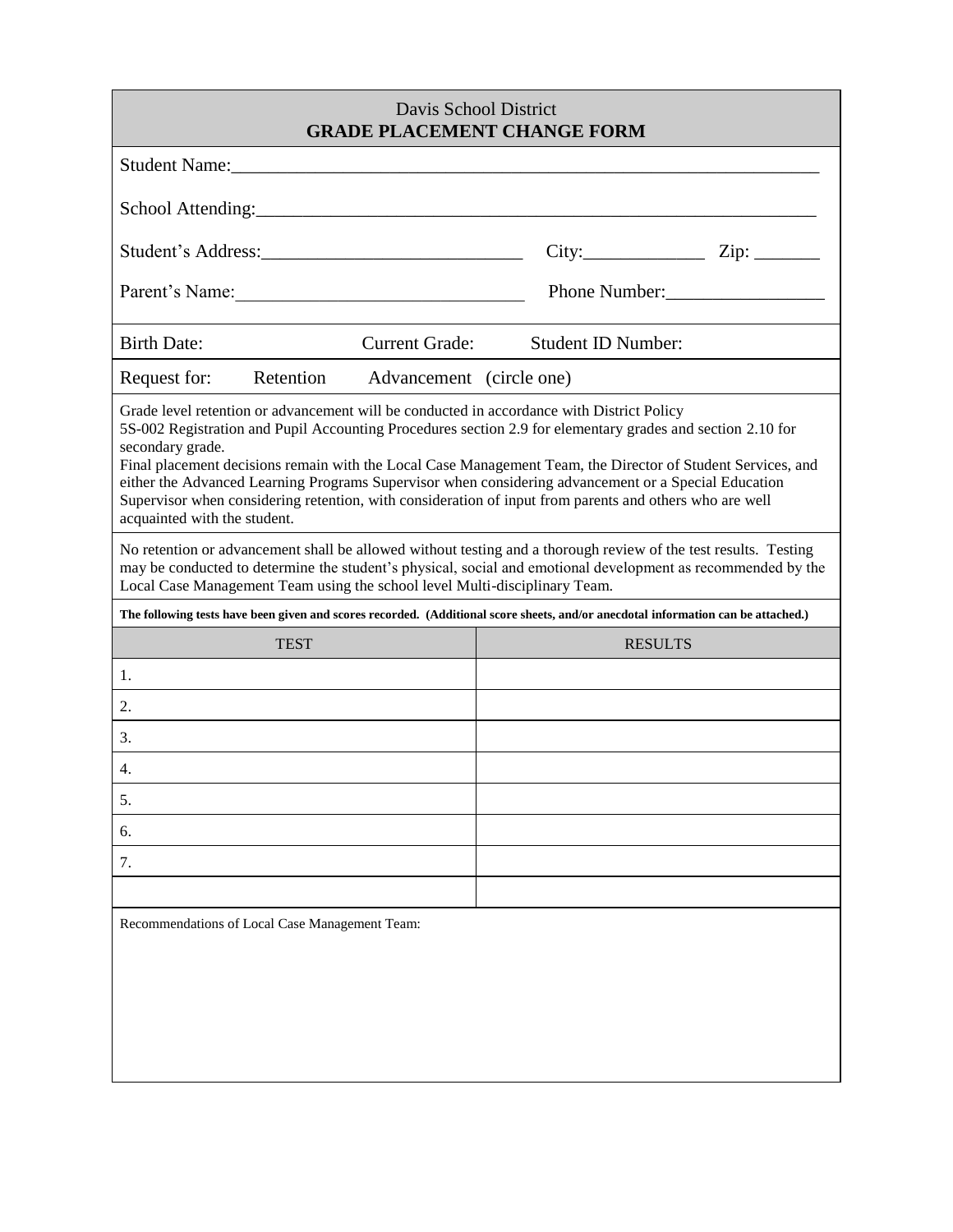Davis School District

**GRADE PLACEMENT CHANGE FORM**

Student Name:_______________________________________________________________

School Attending:____________________________________________________________

Student's Address:____________________________ City:_____________ Zip: _______

Parent's Name:_______________________________ Phone Number:_________________

Birth Date: Current Grade: Student ID Number:

Request for: Retention Advancement (circle one)

Grade level retention or advancement will be conducted in accordance with District Policy 5S-002 Registration and Pupil Accounting Procedures section 2.9 for elementary grades and section 2.10 for secondary grade.
Final placement decisions remain with the Local Case Management Team, the Director of Student Services, and either the Advanced Learning Programs Supervisor when considering advancement or a Special Education Supervisor when considering retention, with consideration of input from parents and others who are well acquainted with the student.

No retention or advancement shall be allowed without testing and a thorough review of the test results. Testing may be conducted to determine the student's physical, social and emotional development as recommended by the Local Case Management Team using the school level Multi-disciplinary Team.

**The following tests have been given and scores recorded. (Additional score sheets, and/or anecdotal information can be attached.)**

| TEST | RESULTS |
|---|---|
| 1. | |
| 2. | |
| 3. | |
| 4. | |
| 5. | |
| 6. | |
| 7. | |
| | |

Recommendations of Local Case Management Team: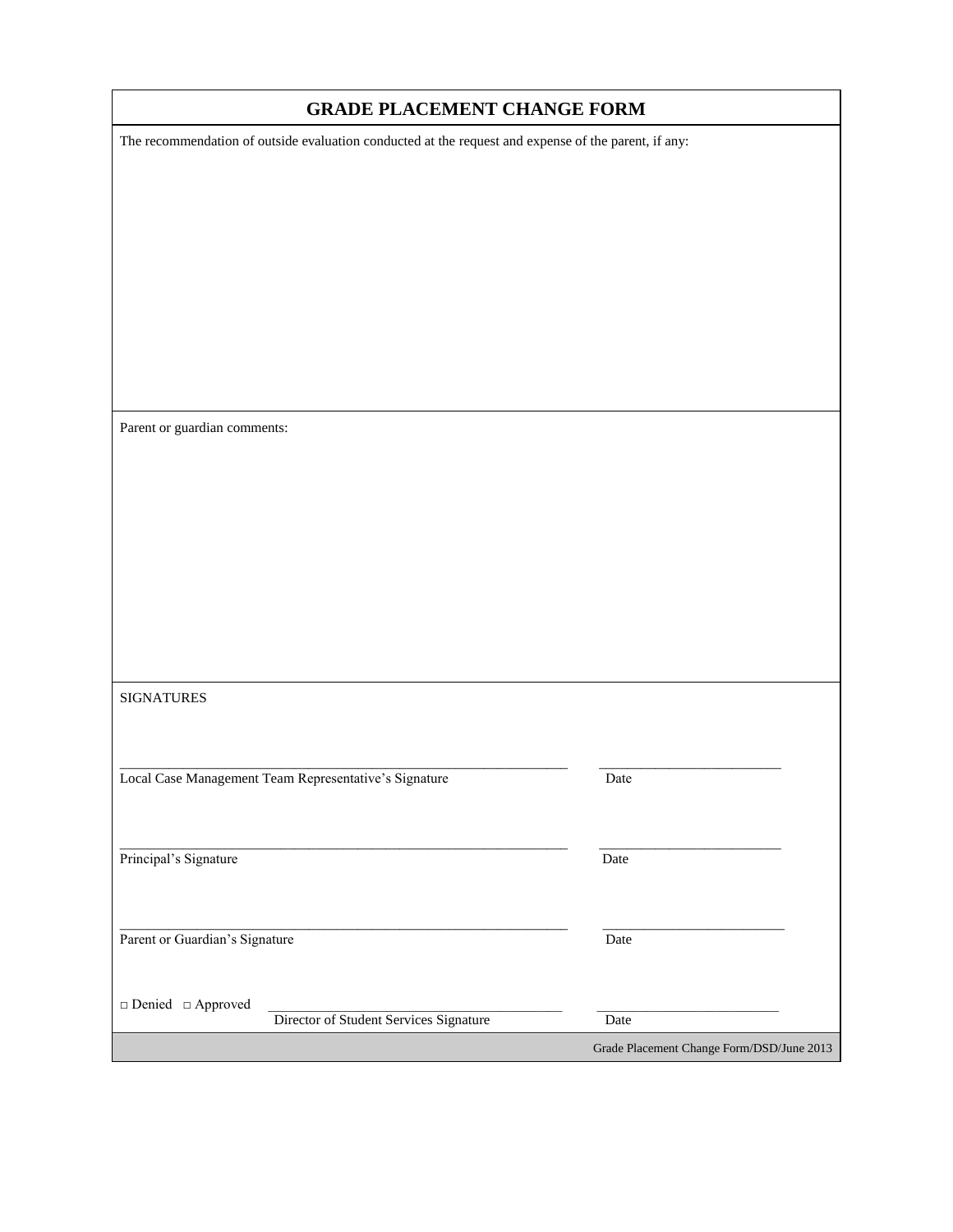## GRADE PLACEMENT CHANGE FORM

The recommendation of outside evaluation conducted at the request and expense of the parent, if any:

Parent or guardian comments:

SIGNATURES

\_\_\_\_\_\_\_\_\_\_\_\_\_\_\_\_\_\_\_\_\_\_\_\_\_\_\_\_\_\_\_\_\_\_\_\_\_\_\_\_\_\_\_\_\_\_\_\_\_\_\_\_\_\_\_\_\_\_\_\_\_\_\_\_ \_\_\_\_\_\_\_\_\_\_\_\_\_\_\_\_\_\_\_\_\_\_\_\_\_\_\_

Local Case Management Team Representative's Signature Date

\_\_\_\_\_\_\_\_\_\_\_\_\_\_\_\_\_\_\_\_\_\_\_\_\_\_\_\_\_\_\_\_\_\_\_\_\_\_\_\_\_\_\_\_\_\_\_\_\_\_\_\_\_\_\_\_\_\_\_\_\_\_\_\_ \_\_\_\_\_\_\_\_\_\_\_\_\_\_\_\_\_\_\_\_\_\_\_\_\_\_\_

Principal's Signature Date

\_\_\_\_\_\_\_\_\_\_\_\_\_\_\_\_\_\_\_\_\_\_\_\_\_\_\_\_\_\_\_\_\_\_\_\_\_\_\_\_\_\_\_\_\_\_\_\_\_\_\_\_\_\_\_\_\_\_\_\_\_\_\_\_ \_\_\_\_\_\_\_\_\_\_\_\_\_\_\_\_\_\_\_\_\_\_\_\_\_\_\_

Parent or Guardian's Signature Date

□ Denied □ Approved \_\_\_\_\_\_\_\_\_\_\_\_\_\_\_\_\_\_\_\_\_\_\_\_\_\_\_\_\_\_\_\_\_\_\_\_\_\_\_\_\_\_\_\_\_ \_\_\_\_\_\_\_\_\_\_\_\_\_\_\_\_\_\_\_\_\_\_\_\_\_\_\_

Director of Student Services Signature Date

Grade Placement Change Form/DSD/June 2013